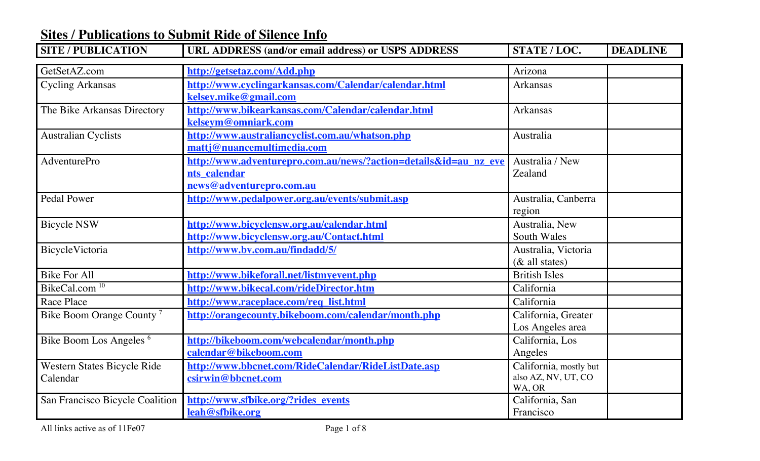# Sites / Publications to Submit Ride of Silence Info

| SITE / PUBLICATION | URL ADDRESS (and/or email address) or USPS ADDRESS | STATE / LOC. | DEADLINE |
|---|---|---|---|
| GetSetAZ.com | **http://getsetaz.com/Add.php** | Arizona | |
| Cycling Arkansas | **http://www.cyclingarkansas.com/Calendar/calendar.html** **kelsey.mike@gmail.com** | Arkansas | |
| The Bike Arkansas Directory | **http://www.bikearkansas.com/Calendar/calendar.html** **kelseym@omniark.com** | Arkansas | |
| Australian Cyclists | **http://www.australiancyclist.com.au/whatson.php** **mattj@nuancemultimedia.com** | Australia | |
| AdventurePro | **http://www.adventurepro.com.au/news/?action=details&id=au_nz_events_calendar** **news@adventurepro.com.au** | Australia / New Zealand | |
| Pedal Power | **http://www.pedalpower.org.au/events/submit.asp** | Australia, Canberra region | |
| Bicycle NSW | **http://www.bicyclensw.org.au/calendar.html** **http://www.bicyclensw.org.au/Contact.html** | Australia, New South Wales | |
| BicycleVictoria | **http://www.bv.com.au/findadd/5/** | Australia, Victoria (& all states) | |
| Bike For All | **http://www.bikeforall.net/listmyevent.php** | British Isles | |
| BikeCal.com [10] | **http://www.bikecal.com/rideDirector.htm** | California | |
| Race Place | **http://www.raceplace.com/req_list.html** | California | |
| Bike Boom Orange County [7] | **http://orangecounty.bikeboom.com/calendar/month.php** | California, Greater Los Angeles area | |
| Bike Boom Los Angeles [6] | **http://bikeboom.com/webcalendar/month.php** **calendar@bikeboom.com** | California, Los Angeles | |
| Western States Bicycle Ride Calendar | **http://www.bbcnet.com/RideCalendar/RideListDate.asp** **csirwin@bbcnet.com** | California, mostly but also AZ, NV, UT, CO WA, OR | |
| San Francisco Bicycle Coalition | **http://www.sfbike.org/?rides_events** **leah@sfbike.org** | California, San Francisco | |

All links active as of 11Fe07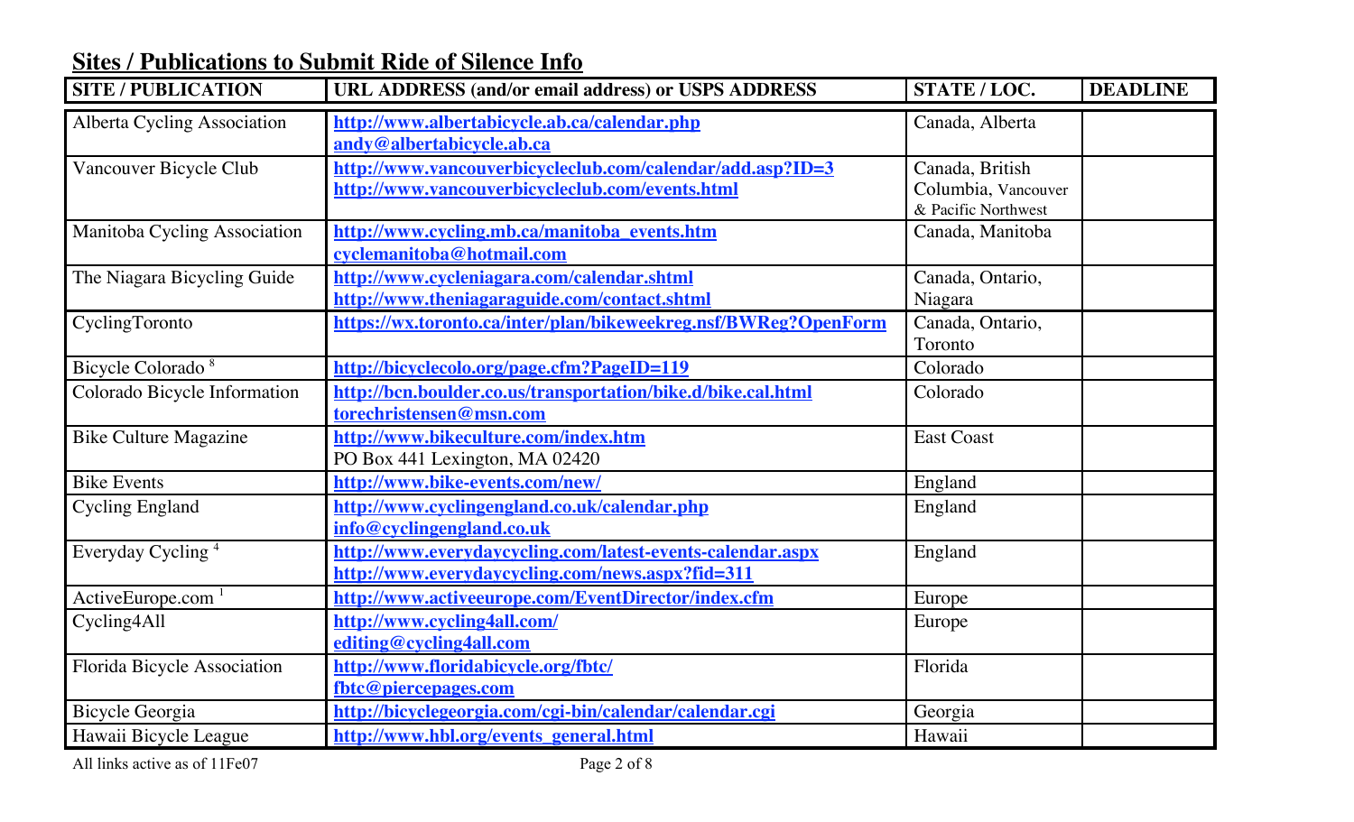## Sites / Publications to Submit Ride of Silence Info

| SITE / PUBLICATION | URL ADDRESS (and/or email address) or USPS ADDRESS | STATE / LOC. | DEADLINE |
|---|---|---|---|
| Alberta Cycling Association | http://www.albertabicycle.ab.ca/calendar.php andy@albertabicycle.ab.ca | Canada, Alberta | |
| Vancouver Bicycle Club | http://www.vancouverbicycleclub.com/calendar/add.asp?ID=3 http://www.vancouverbicycleclub.com/events.html | Canada, British Columbia, Vancouver & Pacific Northwest | |
| Manitoba Cycling Association | http://www.cycling.mb.ca/manitoba_events.htm cyclemanitoba@hotmail.com | Canada, Manitoba | |
| The Niagara Bicycling Guide | http://www.cycleniagara.com/calendar.shtml http://www.theniagaraguide.com/contact.shtml | Canada, Ontario, Niagara | |
| CyclingToronto | https://wx.toronto.ca/inter/plan/bikeweekreg.nsf/BWReg?OpenForm | Canada, Ontario, Toronto | |
| Bicycle Colorado [8] | http://bicyclecolo.org/page.cfm?PageID=119 | Colorado | |
| Colorado Bicycle Information | http://bcn.boulder.co.us/transportation/bike.d/bike.cal.html torechristensen@msn.com | Colorado | |
| Bike Culture Magazine | http://www.bikeculture.com/index.htm PO Box 441 Lexington, MA 02420 | East Coast | |
| Bike Events | http://www.bike-events.com/new/ | England | |
| Cycling England | http://www.cyclingengland.co.uk/calendar.php info@cyclingengland.co.uk | England | |
| Everyday Cycling [4] | http://www.everydaycycling.com/latest-events-calendar.aspx http://www.everydaycycling.com/news.aspx?fid=311 | England | |
| ActiveEurope.com [1] | http://www.activeeurope.com/EventDirector/index.cfm | Europe | |
| Cycling4All | http://www.cycling4all.com/ editing@cycling4all.com | Europe | |
| Florida Bicycle Association | http://www.floridabicycle.org/fbtc/ fbtc@piercepages.com | Florida | |
| Bicycle Georgia | http://bicyclegeorgia.com/cgi-bin/calendar/calendar.cgi | Georgia | |
| Hawaii Bicycle League | http://www.hbl.org/events_general.html | Hawaii | |

All links active as of 11Fe07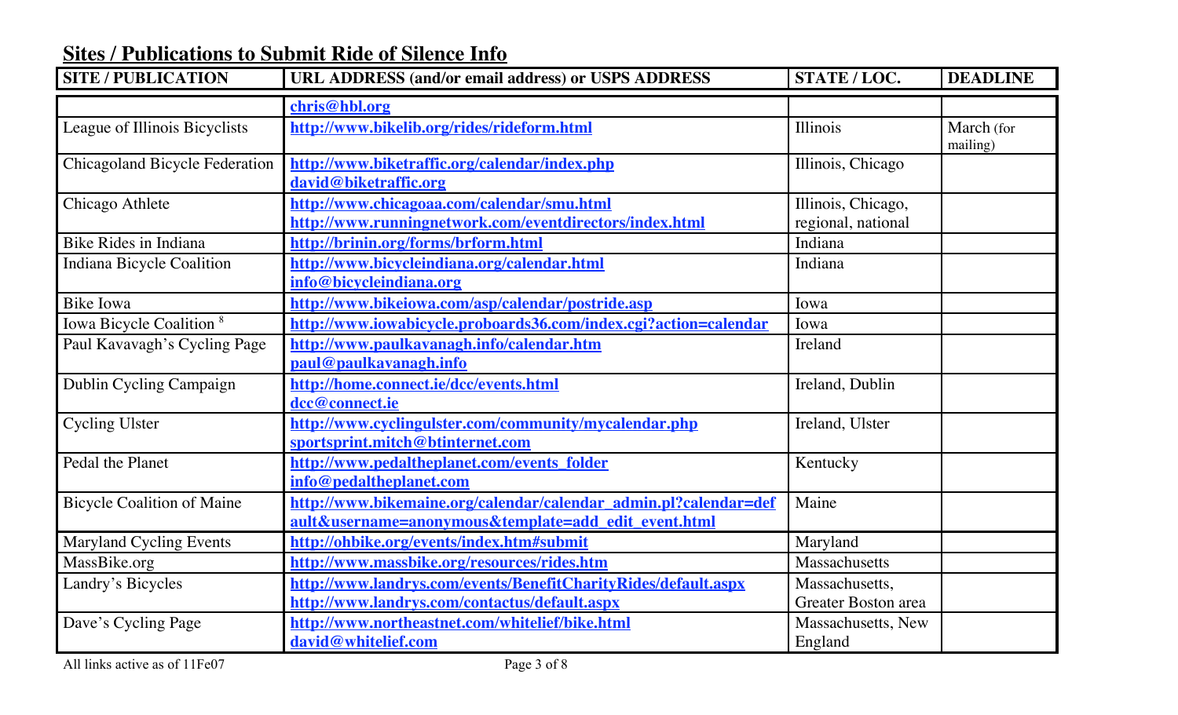## Sites / Publications to Submit Ride of Silence Info

| SITE / PUBLICATION | URL ADDRESS (and/or email address) or USPS ADDRESS | STATE / LOC. | DEADLINE |
|---|---|---|---|
| | chris@hbl.org | | |
| League of Illinois Bicyclists | http://www.bikelib.org/rides/rideform.html | Illinois | March (for mailing) |
| Chicagoland Bicycle Federation | http://www.biketraffic.org/calendar/index.php david@biketraffic.org | Illinois, Chicago | |
| Chicago Athlete | http://www.chicagoaa.com/calendar/smu.html http://www.runningnetwork.com/eventdirectors/index.html | Illinois, Chicago, regional, national | |
| Bike Rides in Indiana | http://brinin.org/forms/brform.html | Indiana | |
| Indiana Bicycle Coalition | http://www.bicycleindiana.org/calendar.html info@bicycleindiana.org | Indiana | |
| Bike Iowa | http://www.bikeiowa.com/asp/calendar/postride.asp | Iowa | |
| Iowa Bicycle Coalition [8] | http://www.iowabicycle.proboards36.com/index.cgi?action=calendar | Iowa | |
| Paul Kavavagh's Cycling Page | http://www.paulkavanagh.info/calendar.htm paul@paulkavanagh.info | Ireland | |
| Dublin Cycling Campaign | http://home.connect.ie/dcc/events.html dcc@connect.ie | Ireland, Dublin | |
| Cycling Ulster | http://www.cyclingulster.com/community/mycalendar.php sportsprint.mitch@btinternet.com | Ireland, Ulster | |
| Pedal the Planet | http://www.pedaltheplanet.com/events_folder info@pedaltheplanet.com | Kentucky | |
| Bicycle Coalition of Maine | http://www.bikemaine.org/calendar/calendar_admin.pl?calendar=default&username=anonymous&template=add_edit_event.html | Maine | |
| Maryland Cycling Events | http://ohbike.org/events/index.htm#submit | Maryland | |
| MassBike.org | http://www.massbike.org/resources/rides.htm | Massachusetts | |
| Landry's Bicycles | http://www.landrys.com/events/BenefitCharityRides/default.aspx http://www.landrys.com/contactus/default.aspx | Massachusetts, Greater Boston area | |
| Dave's Cycling Page | http://www.northeastnet.com/whitelief/bike.html david@whitelief.com | Massachusetts, New England | |

All links active as of 11Fe07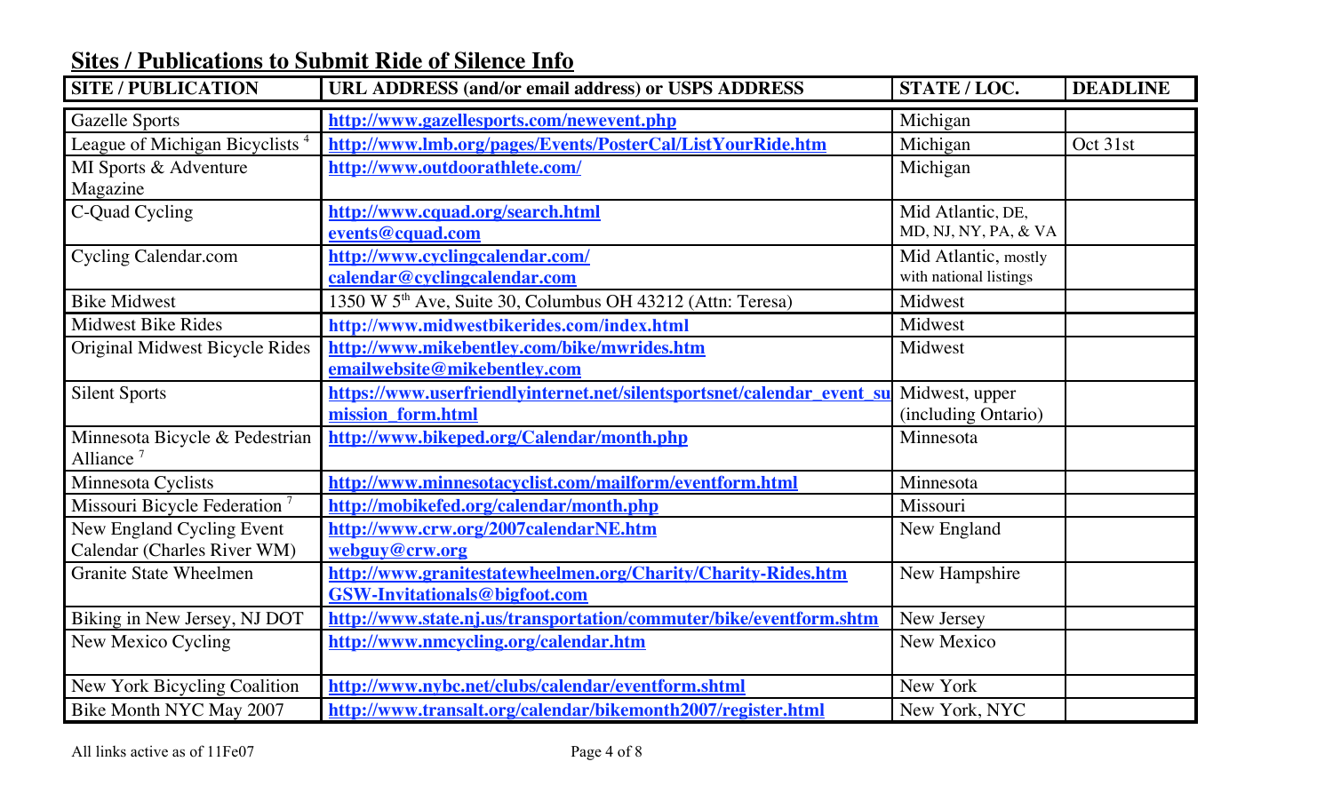## Sites / Publications to Submit Ride of Silence Info

| SITE / PUBLICATION | URL ADDRESS (and/or email address) or USPS ADDRESS | STATE / LOC. | DEADLINE |
|---|---|---|---|
| Gazelle Sports | http://www.gazellesports.com/newevent.php | Michigan | |
| League of Michigan Bicyclists [4] | http://www.lmb.org/pages/Events/PosterCal/ListYourRide.htm | Michigan | Oct 31st |
| MI Sports & Adventure Magazine | http://www.outdoorathlete.com/ | Michigan | |
| C-Quad Cycling | http://www.cquad.org/search.html events@cquad.com | Mid Atlantic, DE, MD, NJ, NY, PA, & VA | |
| Cycling Calendar.com | http://www.cyclingcalendar.com/ calendar@cyclingcalendar.com | Mid Atlantic, mostly with national listings | |
| Bike Midwest | 1350 W 5th Ave, Suite 30, Columbus OH 43212 (Attn: Teresa) | Midwest | |
| Midwest Bike Rides | http://www.midwestbikerides.com/index.html | Midwest | |
| Original Midwest Bicycle Rides | http://www.mikebentley.com/bike/mwrides.htm emailwebsite@mikebentley.com | Midwest | |
| Silent Sports | https://www.userfriendlyinternet.net/silentsportsnet/calendar_event_submission_form.html | Midwest, upper (including Ontario) | |
| Minnesota Bicycle & Pedestrian Alliance [7] | http://www.bikeped.org/Calendar/month.php | Minnesota | |
| Minnesota Cyclists | http://www.minnesotacyclist.com/mailform/eventform.html | Minnesota | |
| Missouri Bicycle Federation [7] | http://mobikefed.org/calendar/month.php | Missouri | |
| New England Cycling Event Calendar (Charles River WM) | http://www.crw.org/2007calendarNE.htm webguy@crw.org | New England | |
| Granite State Wheelmen | http://www.granitestatewheelmen.org/Charity/Charity-Rides.htm GSW-Invitationals@bigfoot.com | New Hampshire | |
| Biking in New Jersey, NJ DOT | http://www.state.nj.us/transportation/commuter/bike/eventform.shtm | New Jersey | |
| New Mexico Cycling | http://www.nmcycling.org/calendar.htm | New Mexico | |
| New York Bicycling Coalition | http://www.nybc.net/clubs/calendar/eventform.shtml | New York | |
| Bike Month NYC May 2007 | http://www.transalt.org/calendar/bikemonth2007/register.html | New York, NYC | |

All links active as of 11Fe07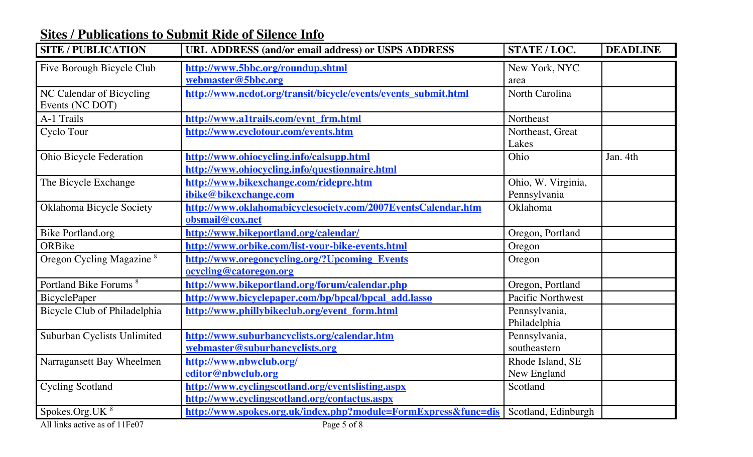## Sites / Publications to Submit Ride of Silence Info

| SITE / PUBLICATION | URL ADDRESS (and/or email address) or USPS ADDRESS | STATE / LOC. | DEADLINE |
|---|---|---|---|
| Five Borough Bicycle Club | http://www.5bbc.org/roundup.shtml webmaster@5bbc.org | New York, NYC area | |
| NC Calendar of Bicycling Events (NC DOT) | http://www.ncdot.org/transit/bicycle/events/events_submit.html | North Carolina | |
| A-1 Trails | http://www.a1trails.com/evnt_frm.html | Northeast | |
| Cyclo Tour | http://www.cyclotour.com/events.htm | Northeast, Great Lakes | |
| Ohio Bicycle Federation | http://www.ohiocycling.info/calsupp.html http://www.ohiocycling.info/questionnaire.html | Ohio | Jan. 4th |
| The Bicycle Exchange | http://www.bikexchange.com/ridepre.htm ibike@bikexchange.com | Ohio, W. Virginia, Pennsylvania | |
| Oklahoma Bicycle Society | http://www.oklahomabicyclesociety.com/2007EventsCalendar.htm obsmail@cox.net | Oklahoma | |
| Bike Portland.org | http://www.bikeportland.org/calendar/ | Oregon, Portland | |
| ORBike | http://www.orbike.com/list-your-bike-events.html | Oregon | |
| Oregon Cycling Magazine [8] | http://www.oregoncycling.org/?Upcoming_Events ocycling@catoregon.org | Oregon | |
| Portland Bike Forums [8] | http://www.bikeportland.org/forum/calendar.php | Oregon, Portland | |
| BicyclePaper | http://www.bicyclepaper.com/bp/bpcal/bpcal_add.lasso | Pacific Northwest | |
| Bicycle Club of Philadelphia | http://www.phillybikeclub.org/event_form.html | Pennsylvania, Philadelphia | |
| Suburban Cyclists Unlimited | http://www.suburbancyclists.org/calendar.htm webmaster@suburbancyclists.org | Pennsylvania, southeastern | |
| Narragansett Bay Wheelmen | http://www.nbwclub.org/ editor@nbwclub.org | Rhode Island, SE New England | |
| Cycling Scotland | http://www.cyclingscotland.org/eventslisting.aspx http://www.cyclingscotland.org/contactus.aspx | Scotland | |
| Spokes.Org.UK [8] | http://www.spokes.org.uk/index.php?module=FormExpress&func=dis | Scotland, Edinburgh | |

All links active as of 11Fe07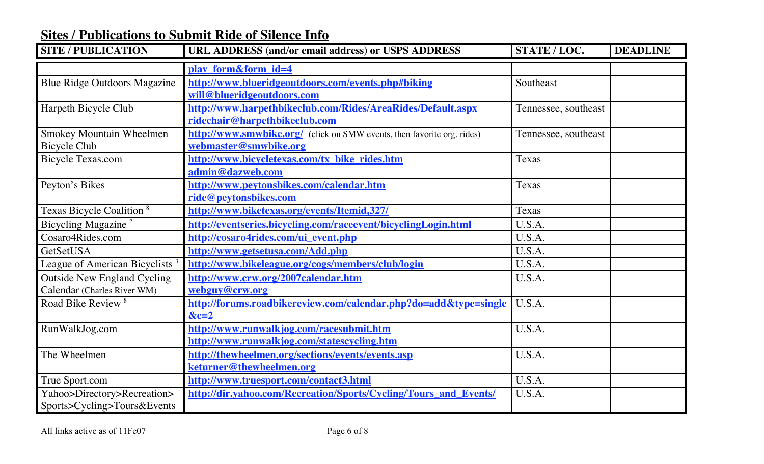## Sites / Publications to Submit Ride of Silence Info

| SITE / PUBLICATION | URL ADDRESS (and/or email address) or USPS ADDRESS | STATE / LOC. | DEADLINE |
|---|---|---|---|
| | play_form&form_id=4 | | |
| Blue Ridge Outdoors Magazine | http://www.blueridgeoutdoors.com/events.php#biking will@blueridgeoutdoors.com | Southeast | |
| Harpeth Bicycle Club | http://www.harpethbikeclub.com/Rides/AreaRides/Default.aspx ridechair@harpethbikeclub.com | Tennessee, southeast | |
| Smokey Mountain Wheelmen Bicycle Club | http://www.smwbike.org/ (click on SMW events, then favorite org. rides) webmaster@smwbike.org | Tennessee, southeast | |
| Bicycle Texas.com | http://www.bicycletexas.com/tx_bike_rides.htm admin@dazweb.com | Texas | |
| Peyton's Bikes | http://www.peytonsbikes.com/calendar.htm ride@peytonsbikes.com | Texas | |
| Texas Bicycle Coalition [8] | http://www.biketexas.org/events/Itemid,327/ | Texas | |
| Bicycling Magazine [2] | http://eventseries.bicycling.com/raceevent/bicyclingLogin.html | U.S.A. | |
| Cosaro4Rides.com | http://cosaro4rides.com/ui_event.php | U.S.A. | |
| GetSetUSA | http://www.getsetusa.com/Add.php | U.S.A. | |
| League of American Bicyclists [3] | http://www.bikeleague.org/cogs/members/club/login | U.S.A. | |
| Outside New England Cycling Calendar (Charles River WM) | http://www.crw.org/2007calendar.htm webguy@crw.org | U.S.A. | |
| Road Bike Review [8] | http://forums.roadbikereview.com/calendar.php?do=add&type=single&c=2 | U.S.A. | |
| RunWalkJog.com | http://www.runwalkjog.com/racesubmit.htm http://www.runwalkjog.com/statescycling.htm | U.S.A. | |
| The Wheelmen | http://thewheelmen.org/sections/events/events.asp keturner@thewheelmen.org | U.S.A. | |
| True Sport.com | http://www.truesport.com/contact3.html | U.S.A. | |
| Yahoo>Directory>Recreation> Sports>Cycling>Tours&Events | http://dir.yahoo.com/Recreation/Sports/Cycling/Tours_and_Events/ | U.S.A. | |

All links active as of 11Fe07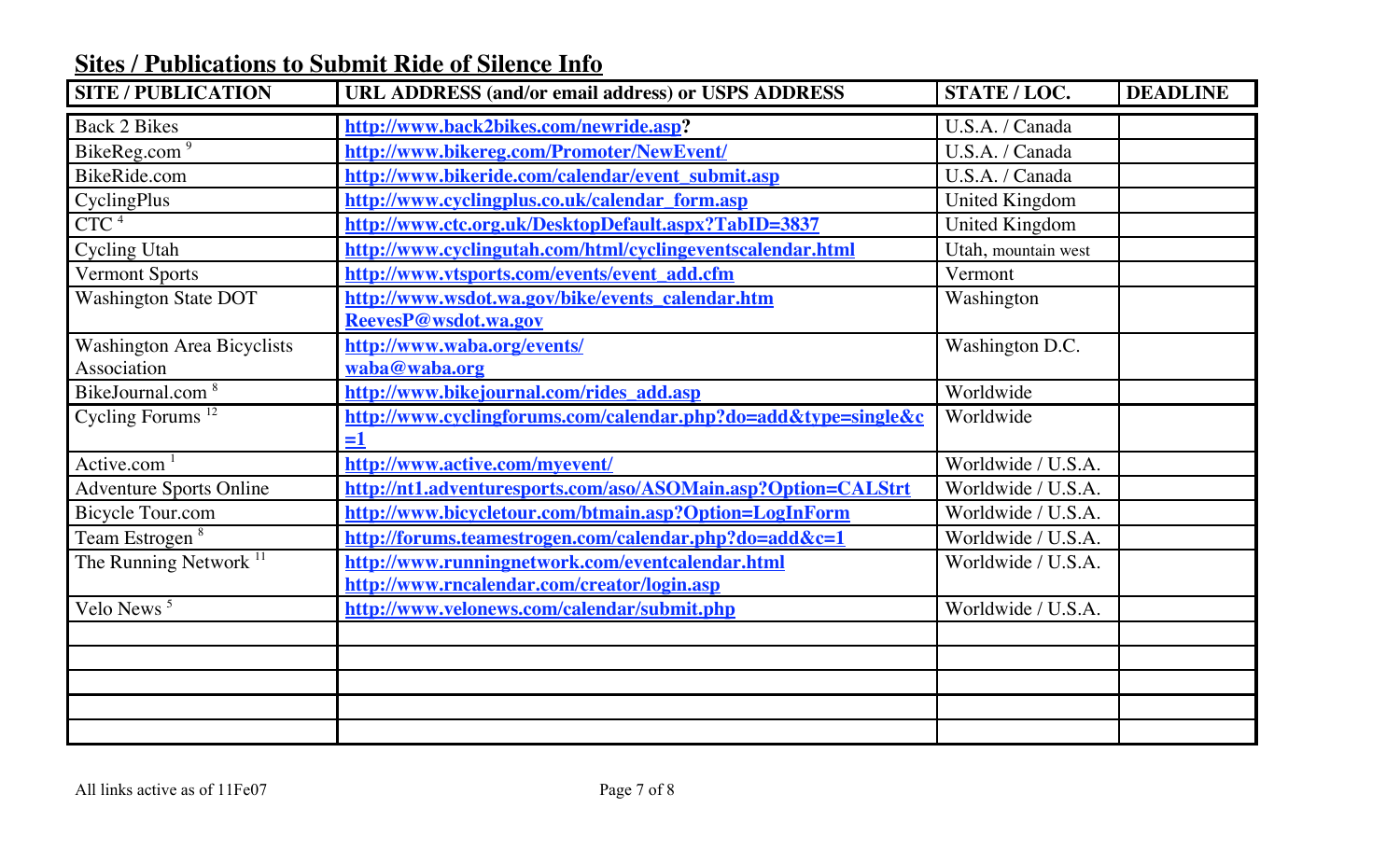## Sites / Publications to Submit Ride of Silence Info

| SITE / PUBLICATION | URL ADDRESS (and/or email address) or USPS ADDRESS | STATE / LOC. | DEADLINE |
|---|---|---|---|
| Back 2 Bikes | http://www.back2bikes.com/newride.asp? | U.S.A. / Canada | |
| BikeReg.com [9] | http://www.bikereg.com/Promoter/NewEvent/ | U.S.A. / Canada | |
| BikeRide.com | http://www.bikeride.com/calendar/event_submit.asp | U.S.A. / Canada | |
| CyclingPlus | http://www.cyclingplus.co.uk/calendar_form.asp | United Kingdom | |
| CTC [4] | http://www.ctc.org.uk/DesktopDefault.aspx?TabID=3837 | United Kingdom | |
| Cycling Utah | http://www.cyclingutah.com/html/cyclingeventscalendar.html | Utah, mountain west | |
| Vermont Sports | http://www.vtsports.com/events/event_add.cfm | Vermont | |
| Washington State DOT | http://www.wsdot.wa.gov/bike/events_calendar.htm ReevesP@wsdot.wa.gov | Washington | |
| Washington Area Bicyclists Association | http://www.waba.org/events/ waba@waba.org | Washington D.C. | |
| BikeJournal.com [8] | http://www.bikejournal.com/rides_add.asp | Worldwide | |
| Cycling Forums [12] | http://www.cyclingforums.com/calendar.php?do=add&type=single&c=1 | Worldwide | |
| Active.com [1] | http://www.active.com/myevent/ | Worldwide / U.S.A. | |
| Adventure Sports Online | http://nt1.adventuresports.com/aso/ASOMain.asp?Option=CALStrt | Worldwide / U.S.A. | |
| Bicycle Tour.com | http://www.bicycletour.com/btmain.asp?Option=LogInForm | Worldwide / U.S.A. | |
| Team Estrogen [8] | http://forums.teamestrogen.com/calendar.php?do=add&c=1 | Worldwide / U.S.A. | |
| The Running Network [11] | http://www.runningnetwork.com/eventcalendar.html http://www.rncalendar.com/creator/login.asp | Worldwide / U.S.A. | |
| Velo News [5] | http://www.velonews.com/calendar/submit.php | Worldwide / U.S.A. | |
| | | | |
| | | | |
| | | | |
| | | | |
| | | | |

All links active as of 11Fe07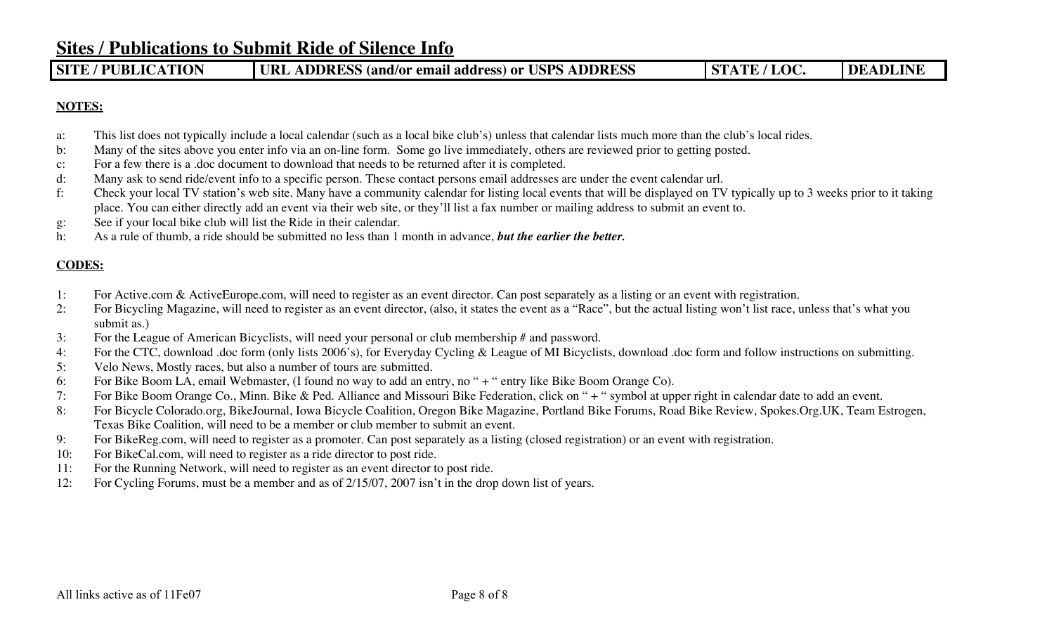## Sites / Publications to Submit Ride of Silence Info

| SITE / PUBLICATION | URL ADDRESS (and/or email address) or USPS ADDRESS | STATE / LOC. | DEADLINE |
|---|---|---|---|

**NOTES:**

a: This list does not typically include a local calendar (such as a local bike club's) unless that calendar lists much more than the club's local rides.
b: Many of the sites above you enter info via an on-line form. Some go live immediately, others are reviewed prior to getting posted.
c: For a few there is a .doc document to download that needs to be returned after it is completed.
d: Many ask to send ride/event info to a specific person. These contact persons email addresses are under the event calendar url.
f: Check your local TV station's web site. Many have a community calendar for listing local events that will be displayed on TV typically up to 3 weeks prior to it taking place. You can either directly add an event via their web site, or they'll list a fax number or mailing address to submit an event to.
g: See if your local bike club will list the Ride in their calendar.
h: As a rule of thumb, a ride should be submitted no less than 1 month in advance, ***but the earlier the better.***

**CODES:**

1: For Active.com & ActiveEurope.com, will need to register as an event director. Can post separately as a listing or an event with registration.
2: For Bicycling Magazine, will need to register as an event director, (also, it states the event as a "Race", but the actual listing won't list race, unless that's what you submit as.)
3: For the League of American Bicyclists, will need your personal or club membership # and password.
4: For the CTC, download .doc form (only lists 2006's), for Everyday Cycling & League of MI Bicyclists, download .doc form and follow instructions on submitting.
5: Velo News, Mostly races, but also a number of tours are submitted.
6: For Bike Boom LA, email Webmaster, (I found no way to add an entry, no " + " entry like Bike Boom Orange Co).
7: For Bike Boom Orange Co., Minn. Bike & Ped. Alliance and Missouri Bike Federation, click on " + " symbol at upper right in calendar date to add an event.
8: For Bicycle Colorado.org, BikeJournal, Iowa Bicycle Coalition, Oregon Bike Magazine, Portland Bike Forums, Road Bike Review, Spokes.Org.UK, Team Estrogen, Texas Bike Coalition, will need to be a member or club member to submit an event.
9: For BikeReg.com, will need to register as a promoter. Can post separately as a listing (closed registration) or an event with registration.
10: For BikeCal.com, will need to register as a ride director to post ride.
11: For the Running Network, will need to register as an event director to post ride.
12: For Cycling Forums, must be a member and as of 2/15/07, 2007 isn't in the drop down list of years.

All links active as of 11Fe07